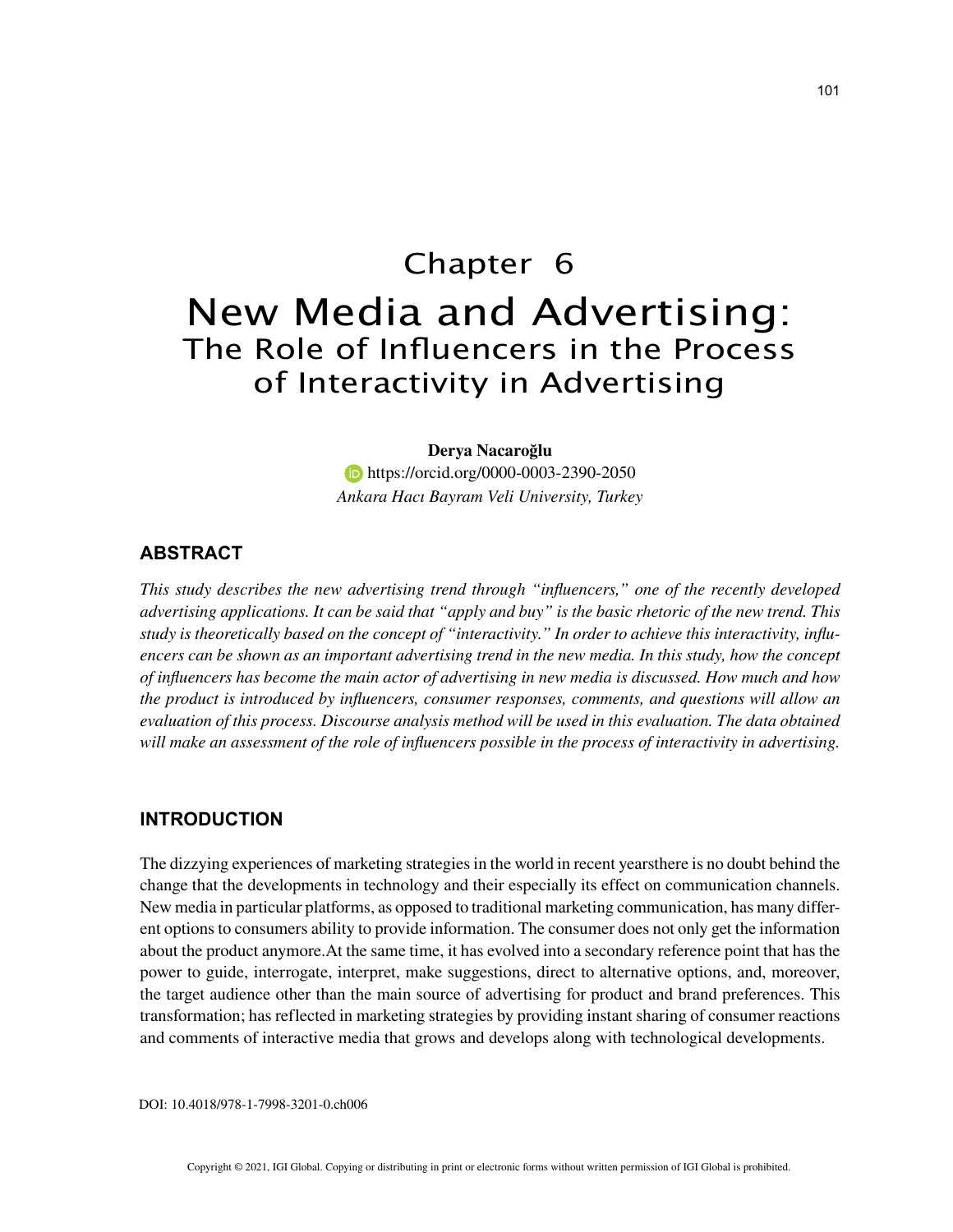# Chapter 6

# New Media and Advertising: The Role of Influencers in the Process of Interactivity in Advertising

**Derya Nacaroğlu**

https://orcid.org/0000-0003-2390-2050

*Ankara Hacı Bayram Veli University, Turkey*

## ABSTRACT

*This study describes the new advertising trend through "influencers," one of the recently developed advertising applications. It can be said that "apply and buy" is the basic rhetoric of the new trend. This study is theoretically based on the concept of "interactivity." In order to achieve this interactivity, influencers can be shown as an important advertising trend in the new media. In this study, how the concept of influencers has become the main actor of advertising in new media is discussed. How much and how the product is introduced by influencers, consumer responses, comments, and questions will allow an evaluation of this process. Discourse analysis method will be used in this evaluation. The data obtained will make an assessment of the role of influencers possible in the process of interactivity in advertising.*

## INTRODUCTION

The dizzying experiences of marketing strategies in the world in recent yearsthere is no doubt behind the change that the developments in technology and their especially its effect on communication channels. New media in particular platforms, as opposed to traditional marketing communication, has many different options to consumers ability to provide information. The consumer does not only get the information about the product anymore.At the same time, it has evolved into a secondary reference point that has the power to guide, interrogate, interpret, make suggestions, direct to alternative options, and, moreover, the target audience other than the main source of advertising for product and brand preferences. This transformation; has reflected in marketing strategies by providing instant sharing of consumer reactions and comments of interactive media that grows and develops along with technological developments.

DOI: 10.4018/978-1-7998-3201-0.ch006

Copyright © 2021, IGI Global. Copying or distributing in print or electronic forms without written permission of IGI Global is prohibited.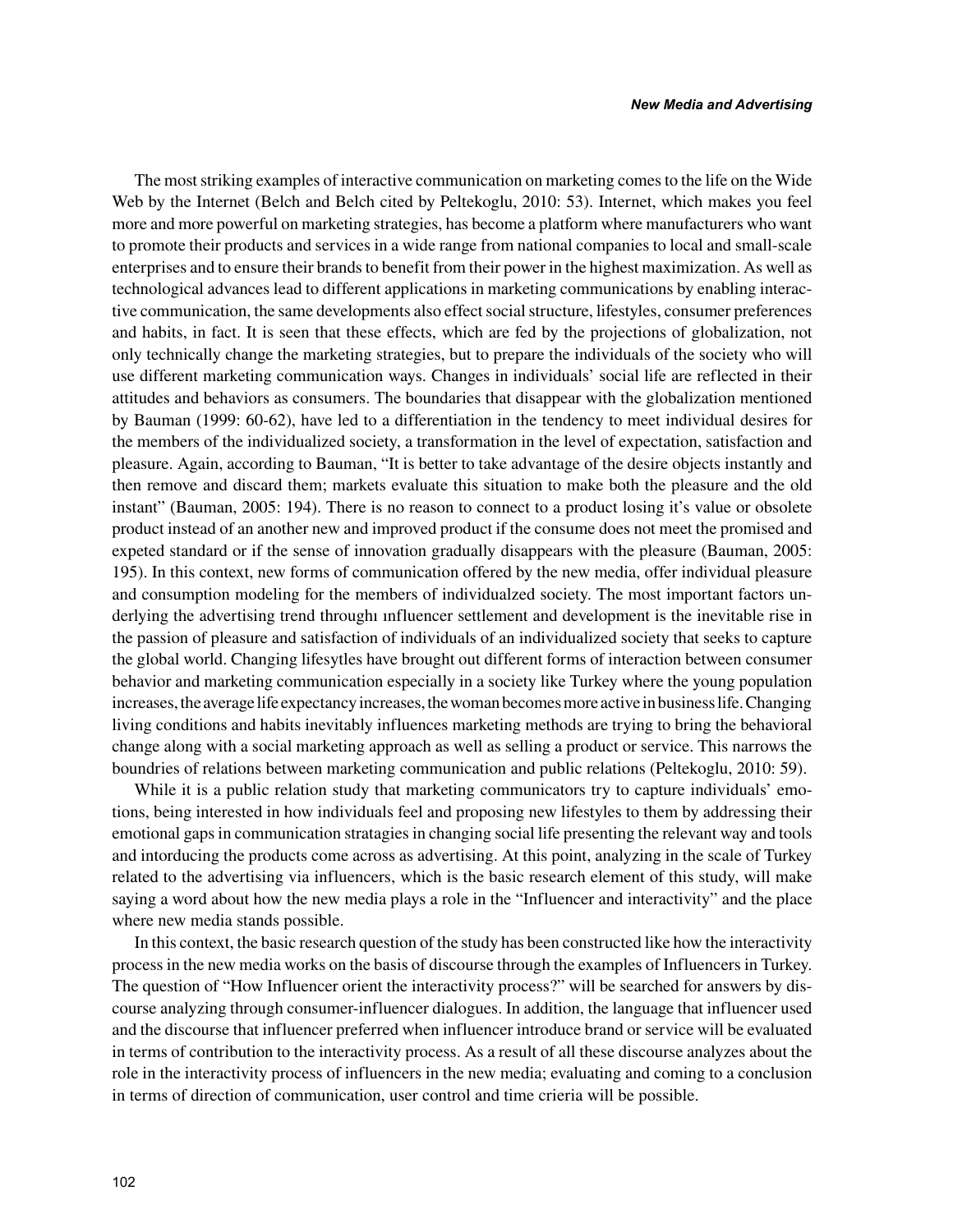The most striking examples of interactive communication on marketing comes to the life on the Wide Web by the Internet (Belch and Belch cited by Peltekoglu, 2010: 53). Internet, which makes you feel more and more powerful on marketing strategies, has become a platform where manufacturers who want to promote their products and services in a wide range from national companies to local and small-scale enterprises and to ensure their brands to benefit from their power in the highest maximization. As well as technological advances lead to different applications in marketing communications by enabling interactive communication, the same developments also effect social structure, lifestyles, consumer preferences and habits, in fact. It is seen that these effects, which are fed by the projections of globalization, not only technically change the marketing strategies, but to prepare the individuals of the society who will use different marketing communication ways. Changes in individuals' social life are reflected in their attitudes and behaviors as consumers. The boundaries that disappear with the globalization mentioned by Bauman (1999: 60-62), have led to a differentiation in the tendency to meet individual desires for the members of the individualized society, a transformation in the level of expectation, satisfaction and pleasure. Again, according to Bauman, "It is better to take advantage of the desire objects instantly and then remove and discard them; markets evaluate this situation to make both the pleasure and the old instant" (Bauman, 2005: 194). There is no reason to connect to a product losing it's value or obsolete product instead of an another new and improved product if the consume does not meet the promised and expeted standard or if the sense of innovation gradually disappears with the pleasure (Bauman, 2005: 195). In this context, new forms of communication offered by the new media, offer individual pleasure and consumption modeling for the members of individualzed society. The most important factors underlying the advertising trend throughı ınfluencer settlement and development is the inevitable rise in the passion of pleasure and satisfaction of individuals of an individualized society that seeks to capture the global world. Changing lifesytles have brought out different forms of interaction between consumer behavior and marketing communication especially in a society like Turkey where the young population increases, the average life expectancy increases, the woman becomes more active in business life. Changing living conditions and habits inevitably influences marketing methods are trying to bring the behavioral change along with a social marketing approach as well as selling a product or service. This narrows the boundries of relations between marketing communication and public relations (Peltekoglu, 2010: 59).

While it is a public relation study that marketing communicators try to capture individuals' emotions, being interested in how individuals feel and proposing new lifestyles to them by addressing their emotional gaps in communication stratagies in changing social life presenting the relevant way and tools and intorducing the products come across as advertising. At this point, analyzing in the scale of Turkey related to the advertising via influencers, which is the basic research element of this study, will make saying a word about how the new media plays a role in the "Influencer and interactivity" and the place where new media stands possible.

In this context, the basic research question of the study has been constructed like how the interactivity process in the new media works on the basis of discourse through the examples of Influencers in Turkey. The question of "How Influencer orient the interactivity process?" will be searched for answers by discourse analyzing through consumer-influencer dialogues. In addition, the language that influencer used and the discourse that influencer preferred when influencer introduce brand or service will be evaluated in terms of contribution to the interactivity process. As a result of all these discourse analyzes about the role in the interactivity process of influencers in the new media; evaluating and coming to a conclusion in terms of direction of communication, user control and time crieria will be possible.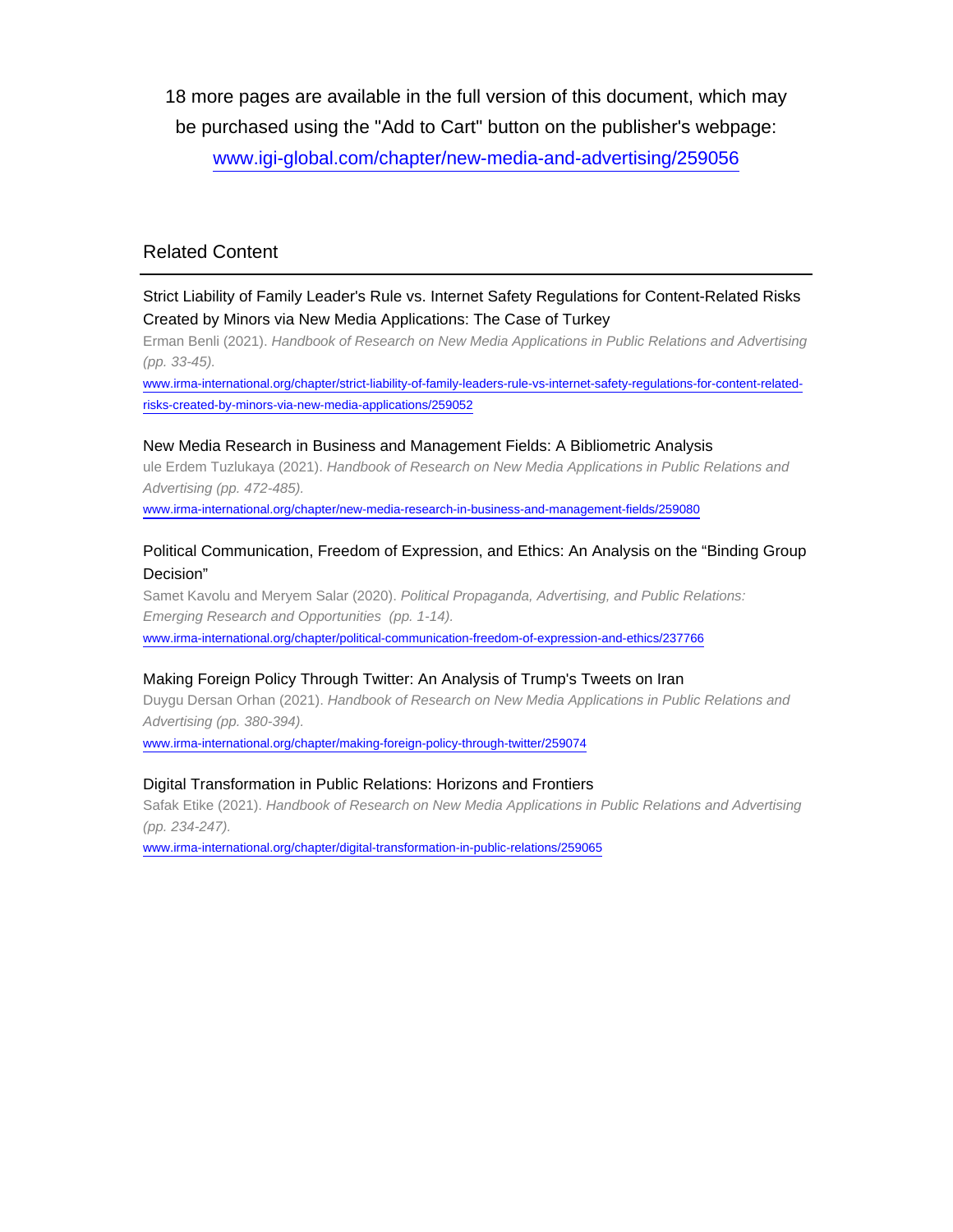18 more pages are available in the full version of this document, which may be purchased using the "Add to Cart" button on the publisher's webpage: www.igi-global.com/chapter/new-media-and-advertising/259056

## Related Content

Strict Liability of Family Leader's Rule vs. Internet Safety Regulations for Content-Related Risks Created by Minors via New Media Applications: The Case of Turkey
Erman Benli (2021). *Handbook of Research on New Media Applications in Public Relations and Advertising (pp. 33-45).*
www.irma-international.org/chapter/strict-liability-of-family-leaders-rule-vs-internet-safety-regulations-for-content-related-risks-created-by-minors-via-new-media-applications/259052

New Media Research in Business and Management Fields: A Bibliometric Analysis
ule Erdem Tuzlukaya (2021). *Handbook of Research on New Media Applications in Public Relations and Advertising (pp. 472-485).*
www.irma-international.org/chapter/new-media-research-in-business-and-management-fields/259080

Political Communication, Freedom of Expression, and Ethics: An Analysis on the "Binding Group Decision"
Samet Kavolu and Meryem Salar (2020). *Political Propaganda, Advertising, and Public Relations: Emerging Research and Opportunities (pp. 1-14).*
www.irma-international.org/chapter/political-communication-freedom-of-expression-and-ethics/237766

Making Foreign Policy Through Twitter: An Analysis of Trump's Tweets on Iran
Duygu Dersan Orhan (2021). *Handbook of Research on New Media Applications in Public Relations and Advertising (pp. 380-394).*
www.irma-international.org/chapter/making-foreign-policy-through-twitter/259074

Digital Transformation in Public Relations: Horizons and Frontiers
Safak Etike (2021). *Handbook of Research on New Media Applications in Public Relations and Advertising (pp. 234-247).*
www.irma-international.org/chapter/digital-transformation-in-public-relations/259065